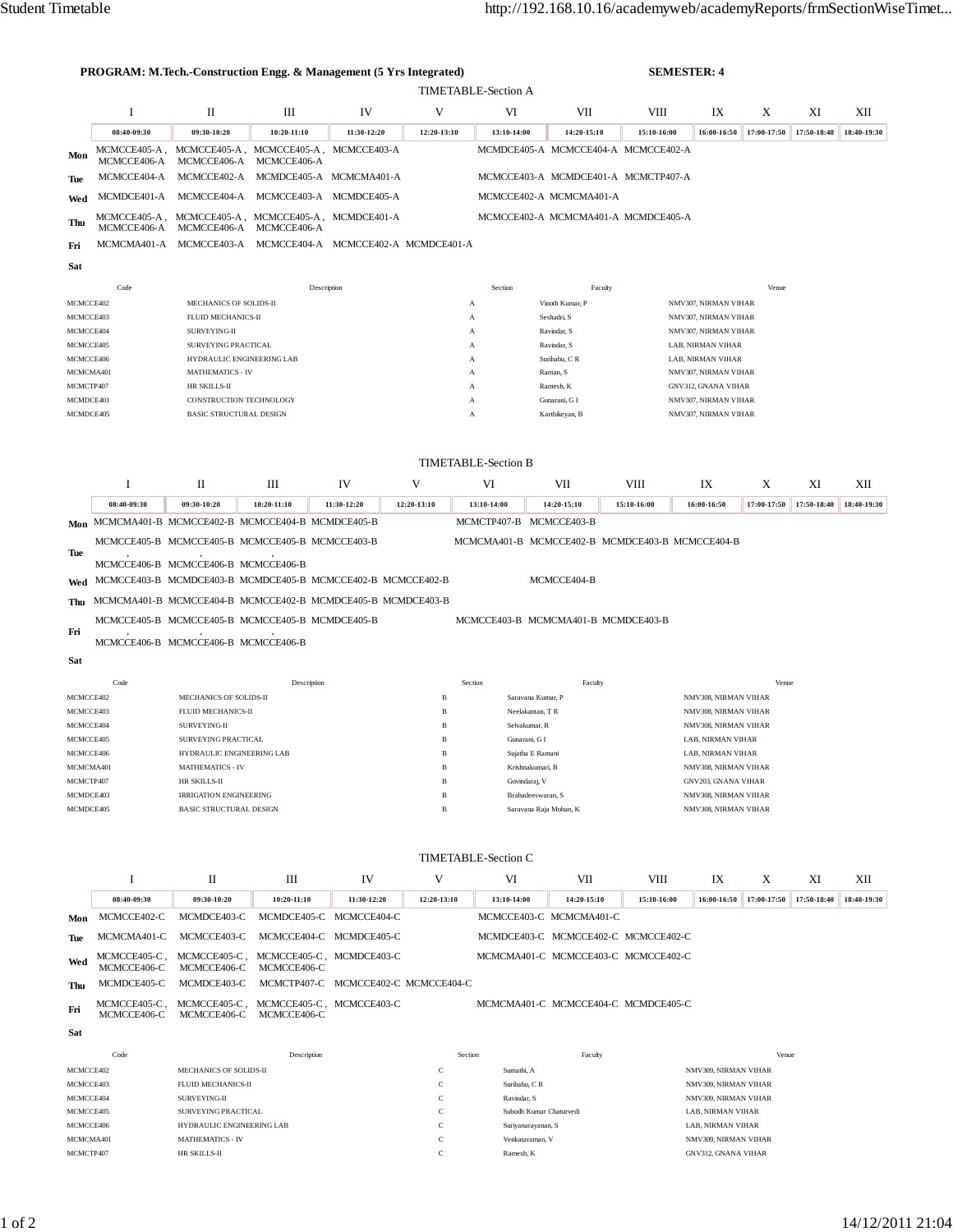**PROGRAM: M.Tech.-Construction Engg. & Management (5 Yrs Integrated)** **SEMESTER: 4**

## TIMETABLE-Section A

| | I | II | III | IV | V | VI | VII | VIII | IX | X | XI | XII |
|---|---|---|---|---|---|---|---|---|---|---|---|---|
| | 08:40-09:30 | 09:30-10:20 | 10:20-11:10 | 11:30-12:20 | 12:20-13:10 | 13:10-14:00 | 14:20-15:10 | 15:10-16:00 | 16:00-16:50 | 17:00-17:50 | 17:50-18:40 | 18:40-19:30 |
| **Mon** | MCMCCE405-A , MCMCCE406-A | MCMCCE405-A , MCMCCE406-A | MCMCCE405-A , MCMCCE406-A | MCMCCE403-A | | MCMDCE405-A | MCMCCE404-A | MCMCCE402-A | | | | |
| **Tue** | MCMCCE404-A | MCMCCE402-A | MCMDCE405-A | MCMCMA401-A | | MCMCCE403-A | MCMDCE401-A | MCMCTP407-A | | | | |
| **Wed** | MCMDCE401-A | MCMCCE404-A | MCMCCE403-A | MCMDCE405-A | | MCMCCE402-A | MCMCMA401-A | | | | | |
| **Thu** | MCMCCE405-A , MCMCCE406-A | MCMCCE405-A , MCMCCE406-A | MCMCCE405-A , MCMCCE406-A | MCMDCE401-A | | MCMCCE402-A | MCMCMA401-A | MCMDCE405-A | | | | |
| **Fri** | MCMCMA401-A | MCMCCE403-A | MCMCCE404-A | MCMCCE402-A | MCMDCE401-A | | | | | | | |
| **Sat** | | | | | | | | | | | | |

| Code | Description | Section | Faculty | Venue |
|---|---|---|---|---|
| MCMCCE402 | MECHANICS OF SOLIDS-II | A | Vinoth Kumar, P | NMV307, NIRMAN VIHAR |
| MCMCCE403 | FLUID MECHANICS-II | A | Seshadri, S | NMV307, NIRMAN VIHAR |
| MCMCCE404 | SURVEYING-II | A | Ravindar, S | NMV307, NIRMAN VIHAR |
| MCMCCE405 | SURVEYING PRACTICAL | A | Ravindar, S | LAB, NIRMAN VIHAR |
| MCMCCE406 | HYDRAULIC ENGINEERING LAB | A | Suribabu, C R | LAB, NIRMAN VIHAR |
| MCMCMA401 | MATHEMATICS - IV | A | Raman, S | NMV307, NIRMAN VIHAR |
| MCMCTP407 | HR SKILLS-II | A | Ramesh, K | GNV312, GNANA VIHAR |
| MCMDCE401 | CONSTRUCTION TECHNOLOGY | A | Gunarani, G I | NMV307, NIRMAN VIHAR |
| MCMDCE405 | BASIC STRUCTURAL DESIGN | A | Karthikeyan, B | NMV307, NIRMAN VIHAR |

## TIMETABLE-Section B

| | I | II | III | IV | V | VI | VII | VIII | IX | X | XI | XII |
|---|---|---|---|---|---|---|---|---|---|---|---|---|
| | 08:40-09:30 | 09:30-10:20 | 10:20-11:10 | 11:30-12:20 | 12:20-13:10 | 13:10-14:00 | 14:20-15:10 | 15:10-16:00 | 16:00-16:50 | 17:00-17:50 | 17:50-18:40 | 18:40-19:30 |
| **Mon** | MCMCMA401-B | MCMCCE402-B | MCMCCE404-B | MCMDCE405-B | | MCMCTP407-B | MCMCCE403-B | | | | | |
| **Tue** | MCMCCE405-B , MCMCCE406-B | MCMCCE405-B , MCMCCE406-B | MCMCCE405-B , MCMCCE406-B | MCMCCE403-B | | MCMCMA401-B | MCMCCE402-B | MCMDCE403-B | MCMCCE404-B | | | |
| **Wed** | MCMCCE403-B | MCMDCE403-B | MCMDCE405-B | MCMCCE402-B | MCMCCE402-B | | MCMCCE404-B | | | | | |
| **Thu** | MCMCMA401-B | MCMCCE404-B | MCMCCE402-B | MCMDCE405-B | MCMDCE403-B | | | | | | | |
| **Fri** | MCMCCE405-B , MCMCCE406-B | MCMCCE405-B , MCMCCE406-B | MCMCCE405-B , MCMCCE406-B | MCMDCE405-B | | MCMCCE403-B | MCMCMA401-B | MCMDCE403-B | | | | |
| **Sat** | | | | | | | | | | | | |

| Code | Description | Section | Faculty | Venue |
|---|---|---|---|---|
| MCMCCE402 | MECHANICS OF SOLIDS-II | B | Saravana Kumar, P | NMV308, NIRMAN VIHAR |
| MCMCCE403 | FLUID MECHANICS-II | B | Neelakantan, T R | NMV308, NIRMAN VIHAR |
| MCMCCE404 | SURVEYING-II | B | Selvakumar, R | NMV308, NIRMAN VIHAR |
| MCMCCE405 | SURVEYING PRACTICAL | B | Gunarani, G I | LAB, NIRMAN VIHAR |
| MCMCCE406 | HYDRAULIC ENGINEERING LAB | B | Sujatha E Ramani | LAB, NIRMAN VIHAR |
| MCMCMA401 | MATHEMATICS - IV | B | Krishnakumari, B | NMV308, NIRMAN VIHAR |
| MCMCTP407 | HR SKILLS-II | B | Govindaraj, V | GNV203, GNANA VIHAR |
| MCMDCE403 | IRRIGATION ENGINEERING | B | Brahadeeswaran, S | NMV308, NIRMAN VIHAR |
| MCMDCE405 | BASIC STRUCTURAL DESIGN | B | Saravana Raja Mohan, K | NMV308, NIRMAN VIHAR |

## TIMETABLE-Section C

| | I | II | III | IV | V | VI | VII | VIII | IX | X | XI | XII |
|---|---|---|---|---|---|---|---|---|---|---|---|---|
| | 08:40-09:30 | 09:30-10:20 | 10:20-11:10 | 11:30-12:20 | 12:20-13:10 | 13:10-14:00 | 14:20-15:10 | 15:10-16:00 | 16:00-16:50 | 17:00-17:50 | 17:50-18:40 | 18:40-19:30 |
| **Mon** | MCMCCE402-C | MCMDCE403-C | MCMDCE405-C | MCMCCE404-C | | MCMCCE403-C | MCMCMA401-C | | | | | |
| **Tue** | MCMCMA401-C | MCMCCE403-C | MCMCCE404-C | MCMDCE405-C | | MCMDCE403-C | MCMCCE402-C | MCMCCE402-C | | | | |
| **Wed** | MCMCCE405-C , MCMCCE406-C | MCMCCE405-C , MCMCCE406-C | MCMCCE405-C , MCMCCE406-C | MCMDCE403-C | | MCMCMA401-C | MCMCCE403-C | MCMCCE402-C | | | | |
| **Thu** | MCMDCE405-C | MCMDCE403-C | MCMCTP407-C | MCMCCE402-C | MCMCCE404-C | | | | | | | |
| **Fri** | MCMCCE405-C , MCMCCE406-C | MCMCCE405-C , MCMCCE406-C | MCMCCE405-C , MCMCCE406-C | MCMCCE403-C | | MCMCMA401-C | MCMCCE404-C | MCMDCE405-C | | | | |
| **Sat** | | | | | | | | | | | | |

| Code | Description | Section | Faculty | Venue |
|---|---|---|---|---|
| MCMCCE402 | MECHANICS OF SOLIDS-II | C | Sumathi, A | NMV309, NIRMAN VIHAR |
| MCMCCE403 | FLUID MECHANICS-II | C | Suribabu, C R | NMV309, NIRMAN VIHAR |
| MCMCCE404 | SURVEYING-II | C | Ravindar, S | NMV309, NIRMAN VIHAR |
| MCMCCE405 | SURVEYING PRACTICAL | C | Subodh Kumar Chaturvedi | LAB, NIRMAN VIHAR |
| MCMCCE406 | HYDRAULIC ENGINEERING LAB | C | Suriyanarayanan, S | LAB, NIRMAN VIHAR |
| MCMCMA401 | MATHEMATICS - IV | C | Venkataraman, V | NMV309, NIRMAN VIHAR |
| MCMCTP407 | HR SKILLS-II | C | Ramesh, K | GNV312, GNANA VIHAR |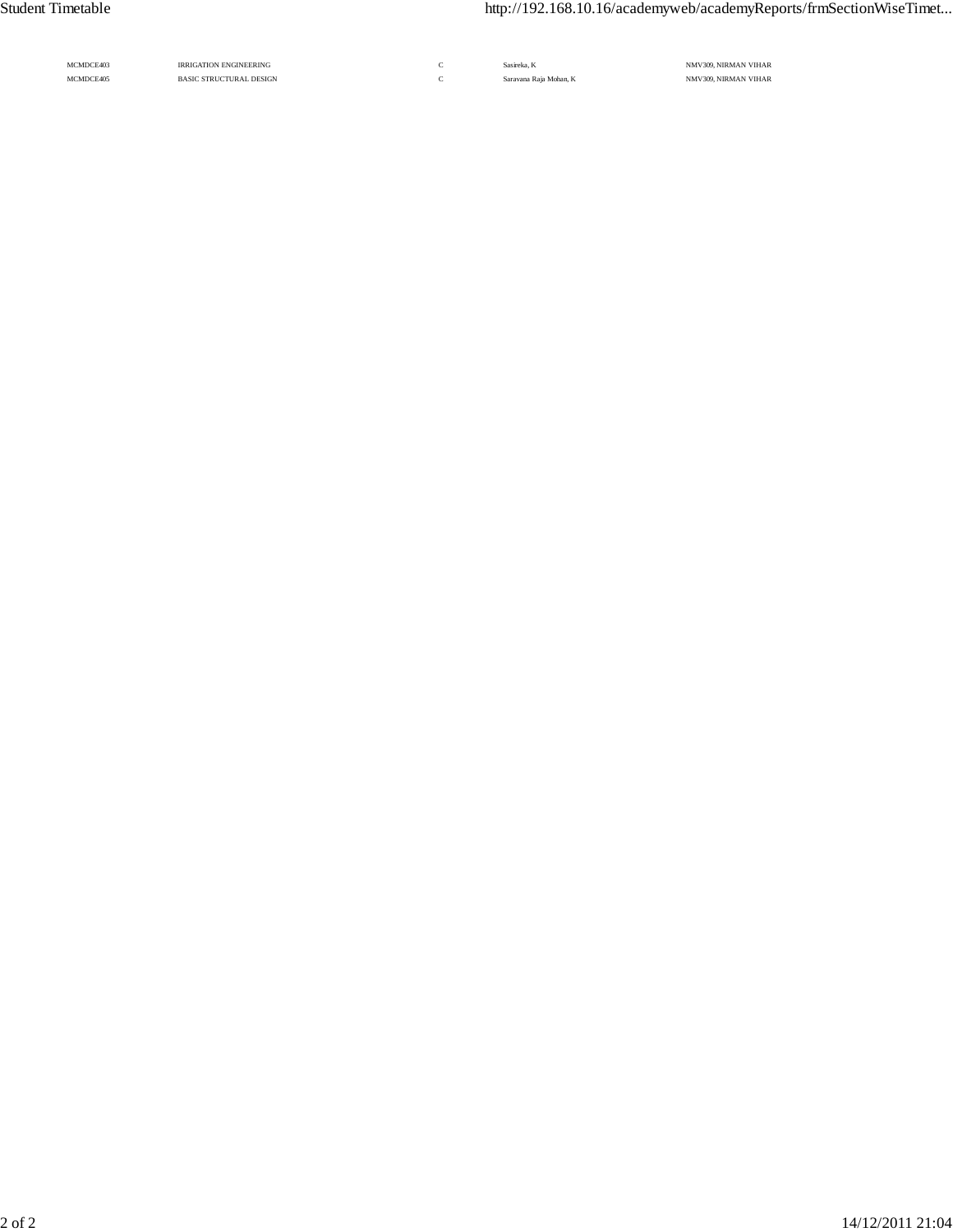| | | | | |
|---|---|---|---|---|
| MCMDCE403 | IRRIGATION ENGINEERING | C | Sasireka, K | NMV309, NIRMAN VIHAR |
| MCMDCE405 | BASIC STRUCTURAL DESIGN | C | Saravana Raja Mohan, K | NMV309, NIRMAN VIHAR |